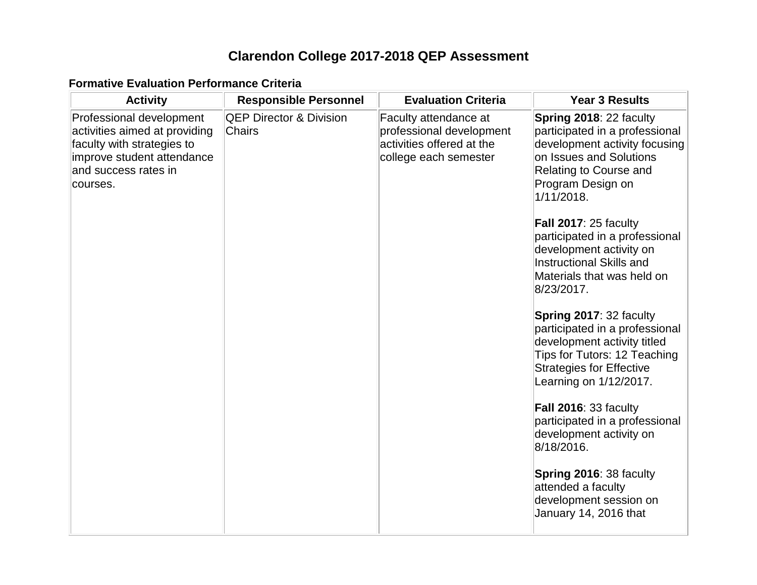# Clarendon College 2017-2018 QEP Assessment

**Formative Evaluation Performance Criteria**

| Activity | Responsible Personnel | Evaluation Criteria | Year 3 Results |
|---|---|---|---|
| Professional development activities aimed at providing faculty with strategies to improve student attendance and success rates in courses. | QEP Director & Division Chairs | Faculty attendance at professional development activities offered at the college each semester | **Spring 2018**: 22 faculty participated in a professional development activity focusing on Issues and Solutions Relating to Course and Program Design on 1/11/2018.<br><br>**Fall 2017**: 25 faculty participated in a professional development activity on Instructional Skills and Materials that was held on 8/23/2017.<br><br>**Spring 2017**: 32 faculty participated in a professional development activity titled Tips for Tutors: 12 Teaching Strategies for Effective Learning on 1/12/2017.<br><br>**Fall 2016**: 33 faculty participated in a professional development activity on 8/18/2016.<br><br>**Spring 2016**: 38 faculty attended a faculty development session on January 14, 2016 that |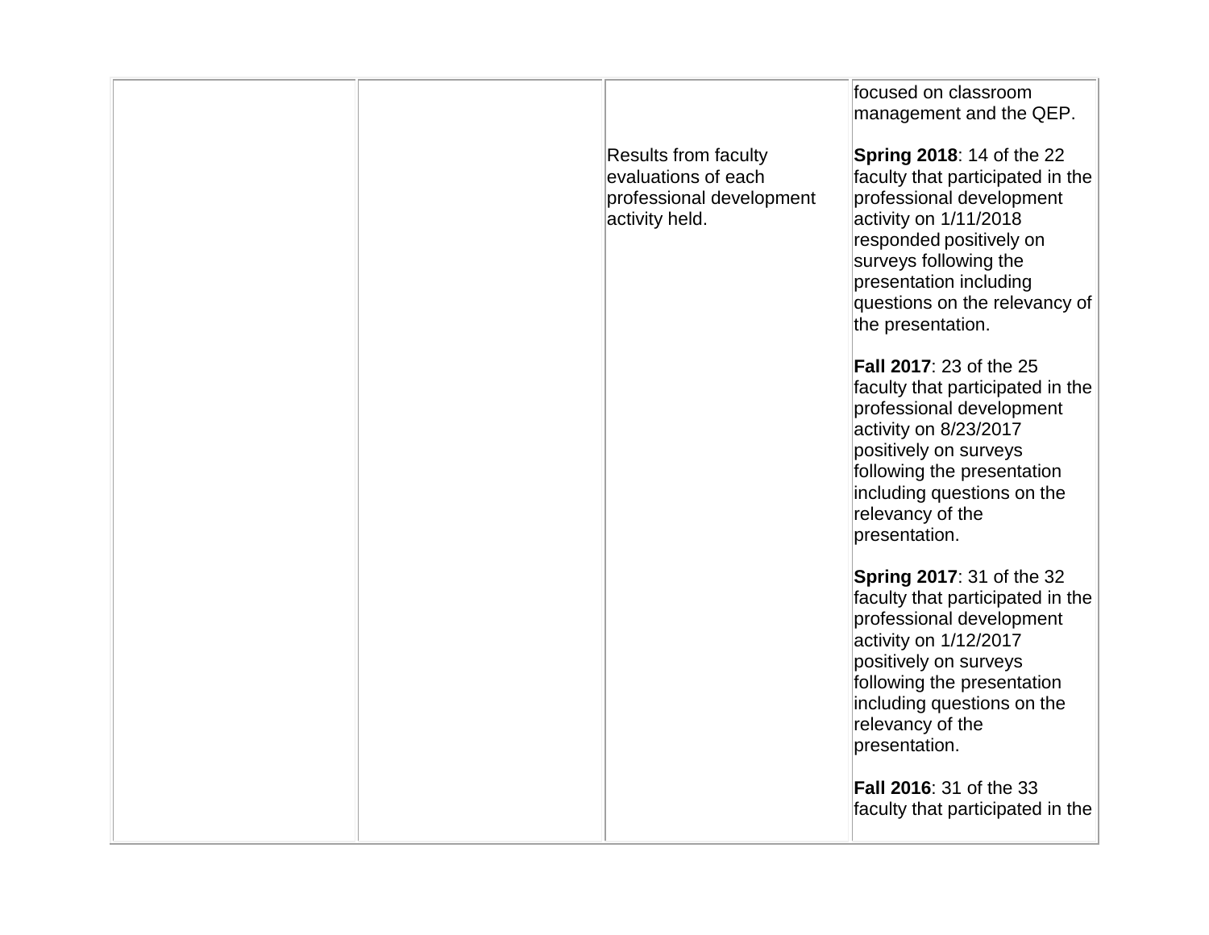| | | | |
|---|---|---|---|
| | | Results from faculty evaluations of each professional development activity held. | focused on classroom management and the QEP.<br><br>**Spring 2018**: 14 of the 22 faculty that participated in the professional development activity on 1/11/2018 responded positively on surveys following the presentation including questions on the relevancy of the presentation.<br><br>**Fall 2017**: 23 of the 25 faculty that participated in the professional development activity on 8/23/2017 positively on surveys following the presentation including questions on the relevancy of the presentation.<br><br>**Spring 2017**: 31 of the 32 faculty that participated in the professional development activity on 1/12/2017 positively on surveys following the presentation including questions on the relevancy of the presentation.<br><br>**Fall 2016**: 31 of the 33 faculty that participated in the |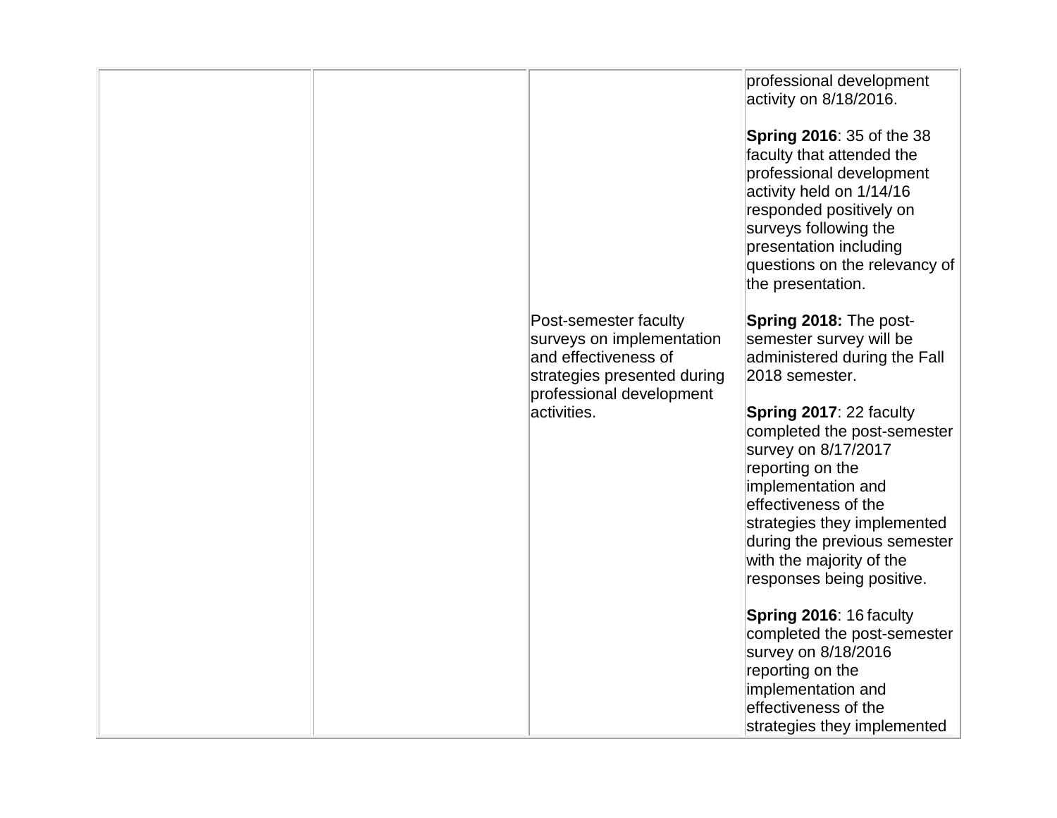| | | | |
|---|---|---|---|
| | | | professional development activity on 8/18/2016.<br><br>**Spring 2016**: 35 of the 38 faculty that attended the professional development activity held on 1/14/16 responded positively on surveys following the presentation including questions on the relevancy of the presentation. |
| | | Post-semester faculty surveys on implementation and effectiveness of strategies presented during professional development activities. | **Spring 2018:** The post-semester survey will be administered during the Fall 2018 semester.<br><br>**Spring 2017**: 22 faculty completed the post-semester survey on 8/17/2017 reporting on the implementation and effectiveness of the strategies they implemented during the previous semester with the majority of the responses being positive.<br><br>**Spring 2016**: 16 faculty completed the post-semester survey on 8/18/2016 reporting on the implementation and effectiveness of the strategies they implemented |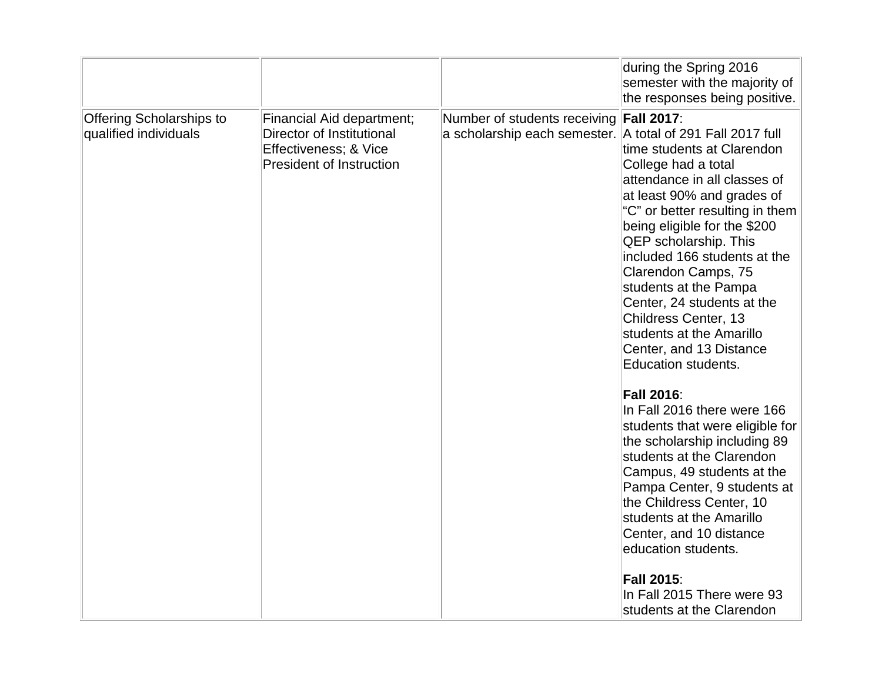| | | | |
|---|---|---|---|
| | | | during the Spring 2016 semester with the majority of the responses being positive. |
| Offering Scholarships to qualified individuals | Financial Aid department; Director of Institutional Effectiveness; & Vice President of Instruction | Number of students receiving a scholarship each semester. | **Fall 2017**:<br>A total of 291 Fall 2017 full time students at Clarendon College had a total attendance in all classes of at least 90% and grades of “C” or better resulting in them being eligible for the $200 QEP scholarship. This included 166 students at the Clarendon Camps, 75 students at the Pampa Center, 24 students at the Childress Center, 13 students at the Amarillo Center, and 13 Distance Education students.<br><br>**Fall 2016**:<br>In Fall 2016 there were 166 students that were eligible for the scholarship including 89 students at the Clarendon Campus, 49 students at the Pampa Center, 9 students at the Childress Center, 10 students at the Amarillo Center, and 10 distance education students.<br><br>**Fall 2015**:<br>In Fall 2015 There were 93 students at the Clarendon |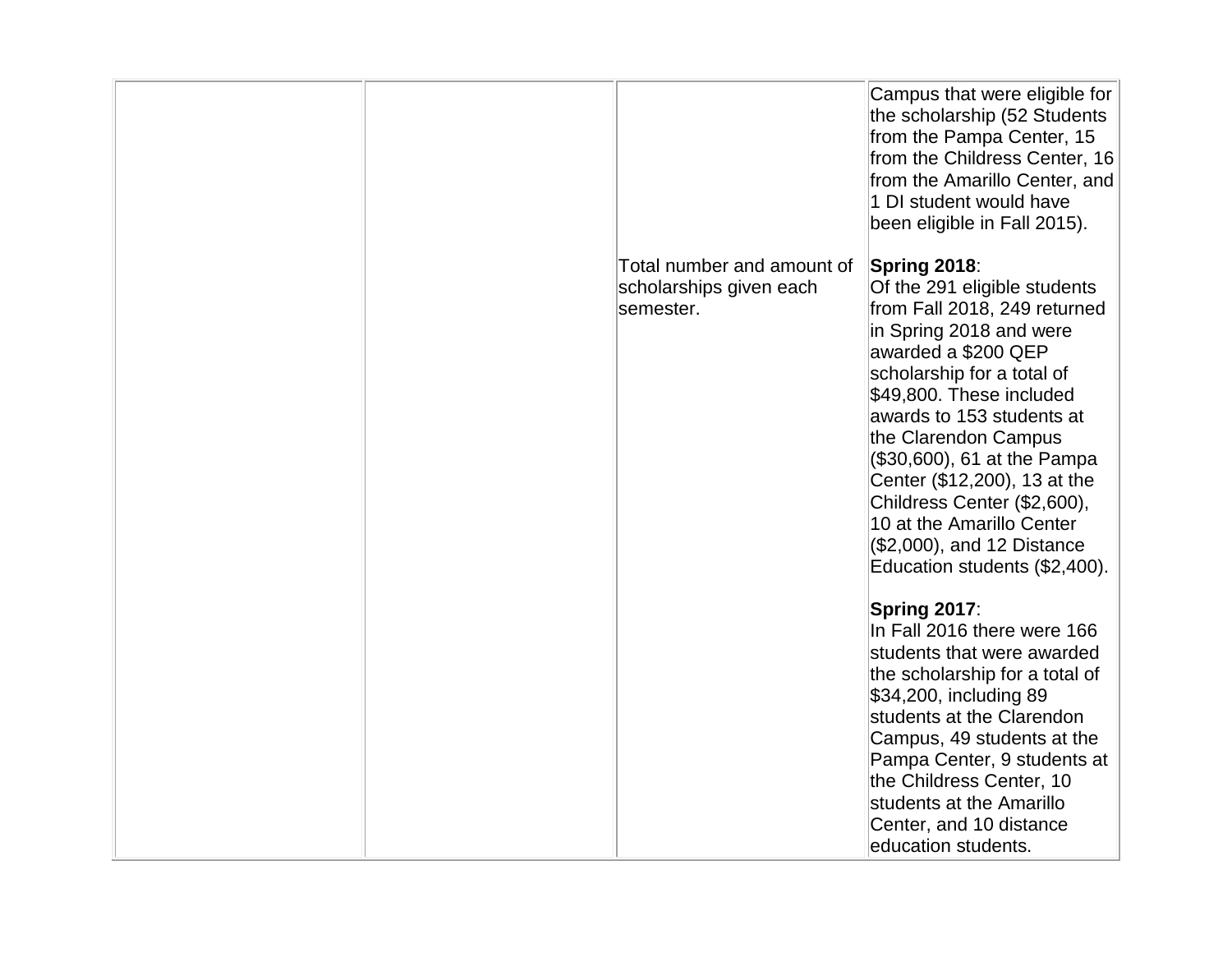| | | | |
|---|---|---|---|
| | | | Campus that were eligible for the scholarship (52 Students from the Pampa Center, 15 from the Childress Center, 16 from the Amarillo Center, and 1 DI student would have been eligible in Fall 2015). |
| | | Total number and amount of scholarships given each semester. | **Spring 2018**:<br>Of the 291 eligible students from Fall 2018, 249 returned in Spring 2018 and were awarded a $200 QEP scholarship for a total of $49,800. These included awards to 153 students at the Clarendon Campus ($30,600), 61 at the Pampa Center ($12,200), 13 at the Childress Center ($2,600), 10 at the Amarillo Center ($2,000), and 12 Distance Education students ($2,400).<br><br>**Spring 2017**:<br>In Fall 2016 there were 166 students that were awarded the scholarship for a total of $34,200, including 89 students at the Clarendon Campus, 49 students at the Pampa Center, 9 students at the Childress Center, 10 students at the Amarillo Center, and 10 distance education students. |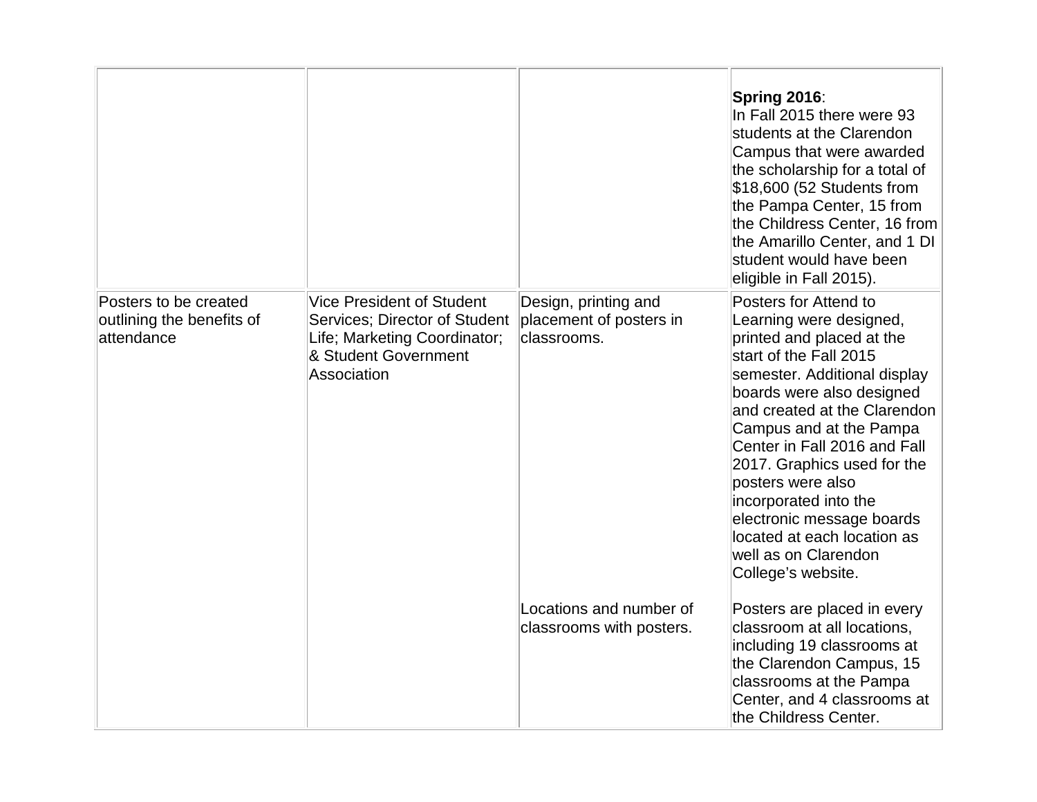| | | | |
|---|---|---|---|
| | | | **Spring 2016**:<br>In Fall 2015 there were 93 students at the Clarendon Campus that were awarded the scholarship for a total of $18,600 (52 Students from the Pampa Center, 15 from the Childress Center, 16 from the Amarillo Center, and 1 DI student would have been eligible in Fall 2015). |
| Posters to be created outlining the benefits of attendance | Vice President of Student Services; Director of Student Life; Marketing Coordinator; & Student Government Association | Design, printing and placement of posters in classrooms.<br><br>Locations and number of classrooms with posters. | Posters for Attend to Learning were designed, printed and placed at the start of the Fall 2015 semester. Additional display boards were also designed and created at the Clarendon Campus and at the Pampa Center in Fall 2016 and Fall 2017. Graphics used for the posters were also incorporated into the electronic message boards located at each location as well as on Clarendon College's website.<br><br>Posters are placed in every classroom at all locations, including 19 classrooms at the Clarendon Campus, 15 classrooms at the Pampa Center, and 4 classrooms at the Childress Center. |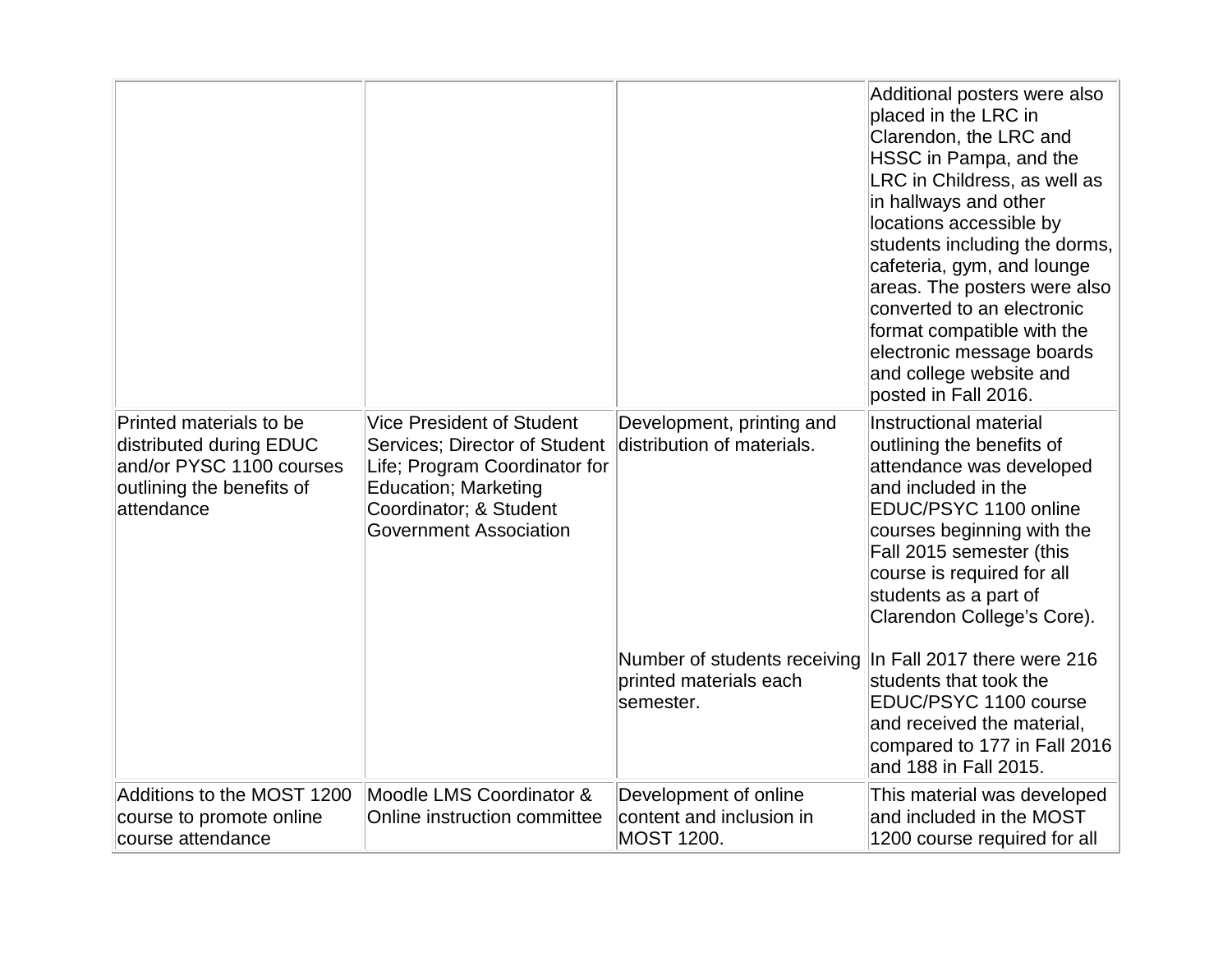| | | | |
|---|---|---|---|
| | | | Additional posters were also placed in the LRC in Clarendon, the LRC and HSSC in Pampa, and the LRC in Childress, as well as in hallways and other locations accessible by students including the dorms, cafeteria, gym, and lounge areas. The posters were also converted to an electronic format compatible with the electronic message boards and college website and posted in Fall 2016. |
| Printed materials to be distributed during EDUC and/or PYSC 1100 courses outlining the benefits of attendance | Vice President of Student Services; Director of Student Life; Program Coordinator for Education; Marketing Coordinator; & Student Government Association | Development, printing and distribution of materials. | Instructional material outlining the benefits of attendance was developed and included in the EDUC/PSYC 1100 online courses beginning with the Fall 2015 semester (this course is required for all students as a part of Clarendon College's Core). |
| | | Number of students receiving printed materials each semester. | In Fall 2017 there were 216 students that took the EDUC/PSYC 1100 course and received the material, compared to 177 in Fall 2016 and 188 in Fall 2015. |
| Additions to the MOST 1200 course to promote online course attendance | Moodle LMS Coordinator & Online instruction committee | Development of online content and inclusion in MOST 1200. | This material was developed and included in the MOST 1200 course required for all |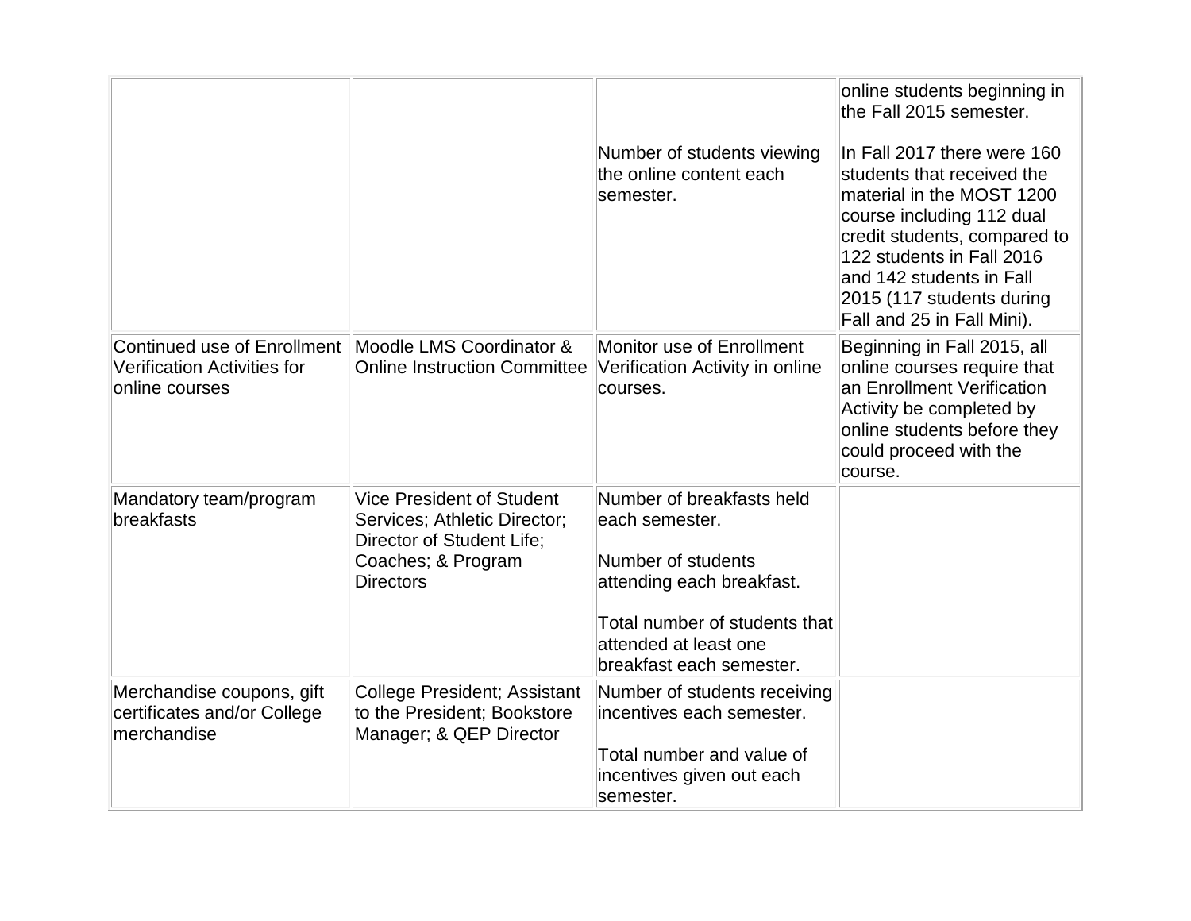| | | | |
|---|---|---|---|
| | | Number of students viewing the online content each semester. | online students beginning in the Fall 2015 semester.<br><br>In Fall 2017 there were 160 students that received the material in the MOST 1200 course including 112 dual credit students, compared to 122 students in Fall 2016 and 142 students in Fall 2015 (117 students during Fall and 25 in Fall Mini). |
| Continued use of Enrollment Verification Activities for online courses | Moodle LMS Coordinator & Online Instruction Committee | Monitor use of Enrollment Verification Activity in online courses. | Beginning in Fall 2015, all online courses require that an Enrollment Verification Activity be completed by online students before they could proceed with the course. |
| Mandatory team/program breakfasts | Vice President of Student Services; Athletic Director; Director of Student Life; Coaches; & Program Directors | Number of breakfasts held each semester.<br><br>Number of students attending each breakfast.<br><br>Total number of students that attended at least one breakfast each semester. | |
| Merchandise coupons, gift certificates and/or College merchandise | College President; Assistant to the President; Bookstore Manager; & QEP Director | Number of students receiving incentives each semester.<br><br>Total number and value of incentives given out each semester. | |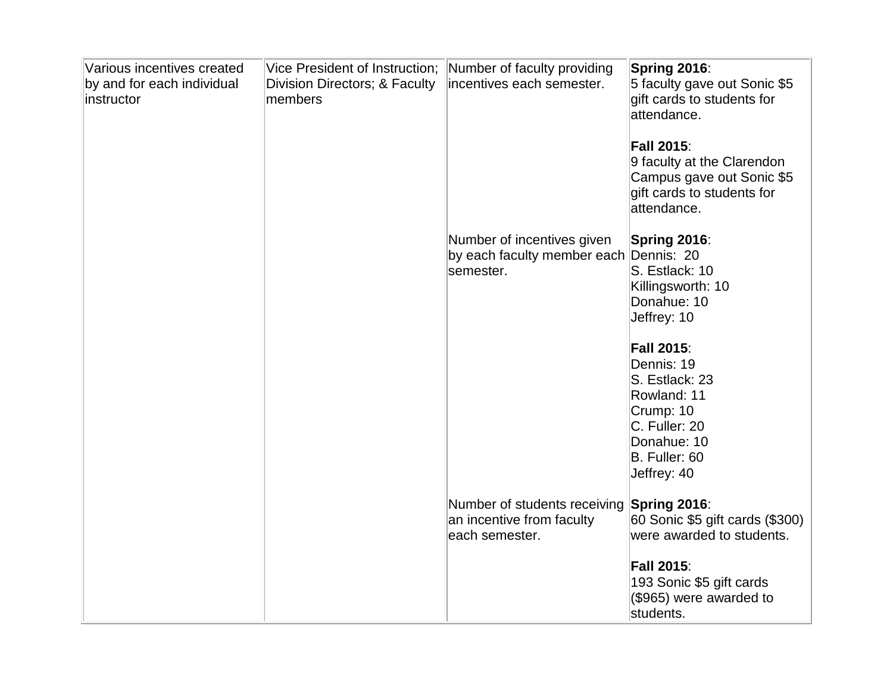| | | | |
|---|---|---|---|
| Various incentives created by and for each individual instructor | Vice President of Instruction; Division Directors; & Faculty members | Number of faculty providing incentives each semester. | **Spring 2016**:<br>5 faculty gave out Sonic $5 gift cards to students for attendance.<br><br>**Fall 2015**:<br>9 faculty at the Clarendon Campus gave out Sonic $5 gift cards to students for attendance. |
| | | Number of incentives given by each faculty member each semester. | **Spring 2016**:<br>Dennis: 20<br>S. Estlack: 10<br>Killingsworth: 10<br>Donahue: 10<br>Jeffrey: 10<br><br>**Fall 2015**:<br>Dennis: 19<br>S. Estlack: 23<br>Rowland: 11<br>Crump: 10<br>C. Fuller: 20<br>Donahue: 10<br>B. Fuller: 60<br>Jeffrey: 40 |
| | | Number of students receiving an incentive from faculty each semester. | **Spring 2016**:<br>60 Sonic $5 gift cards ($300) were awarded to students.<br><br>**Fall 2015**:<br>193 Sonic $5 gift cards ($965) were awarded to students. |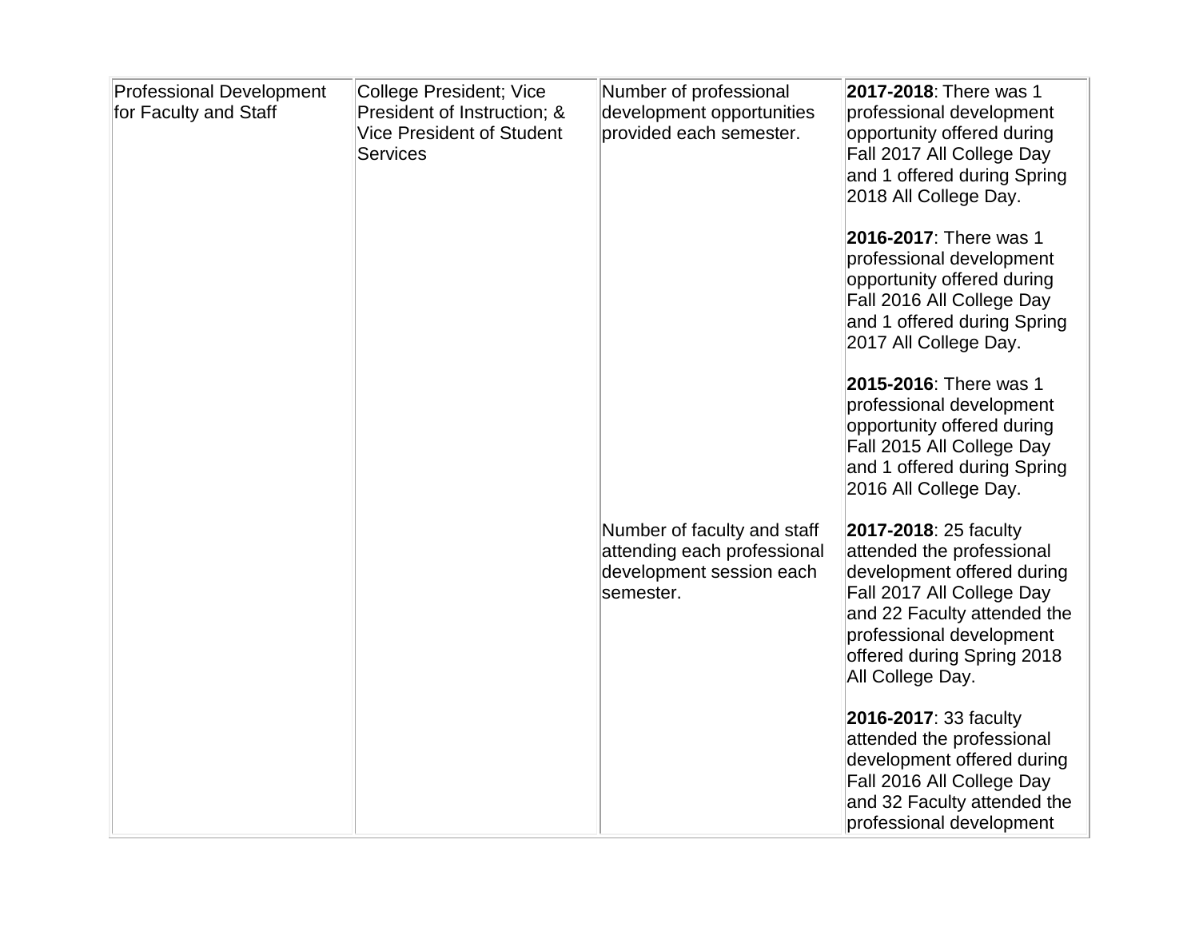| | | | |
|---|---|---|---|
| Professional Development for Faculty and Staff | College President; Vice President of Instruction; & Vice President of Student Services | Number of professional development opportunities provided each semester. | **2017-2018**: There was 1 professional development opportunity offered during Fall 2017 All College Day and 1 offered during Spring 2018 All College Day.<br><br>**2016-2017**: There was 1 professional development opportunity offered during Fall 2016 All College Day and 1 offered during Spring 2017 All College Day.<br><br>**2015-2016**: There was 1 professional development opportunity offered during Fall 2015 All College Day and 1 offered during Spring 2016 All College Day. |
| | | Number of faculty and staff attending each professional development session each semester. | **2017-2018**: 25 faculty attended the professional development offered during Fall 2017 All College Day and 22 Faculty attended the professional development offered during Spring 2018 All College Day.<br><br>**2016-2017**: 33 faculty attended the professional development offered during Fall 2016 All College Day and 32 Faculty attended the professional development |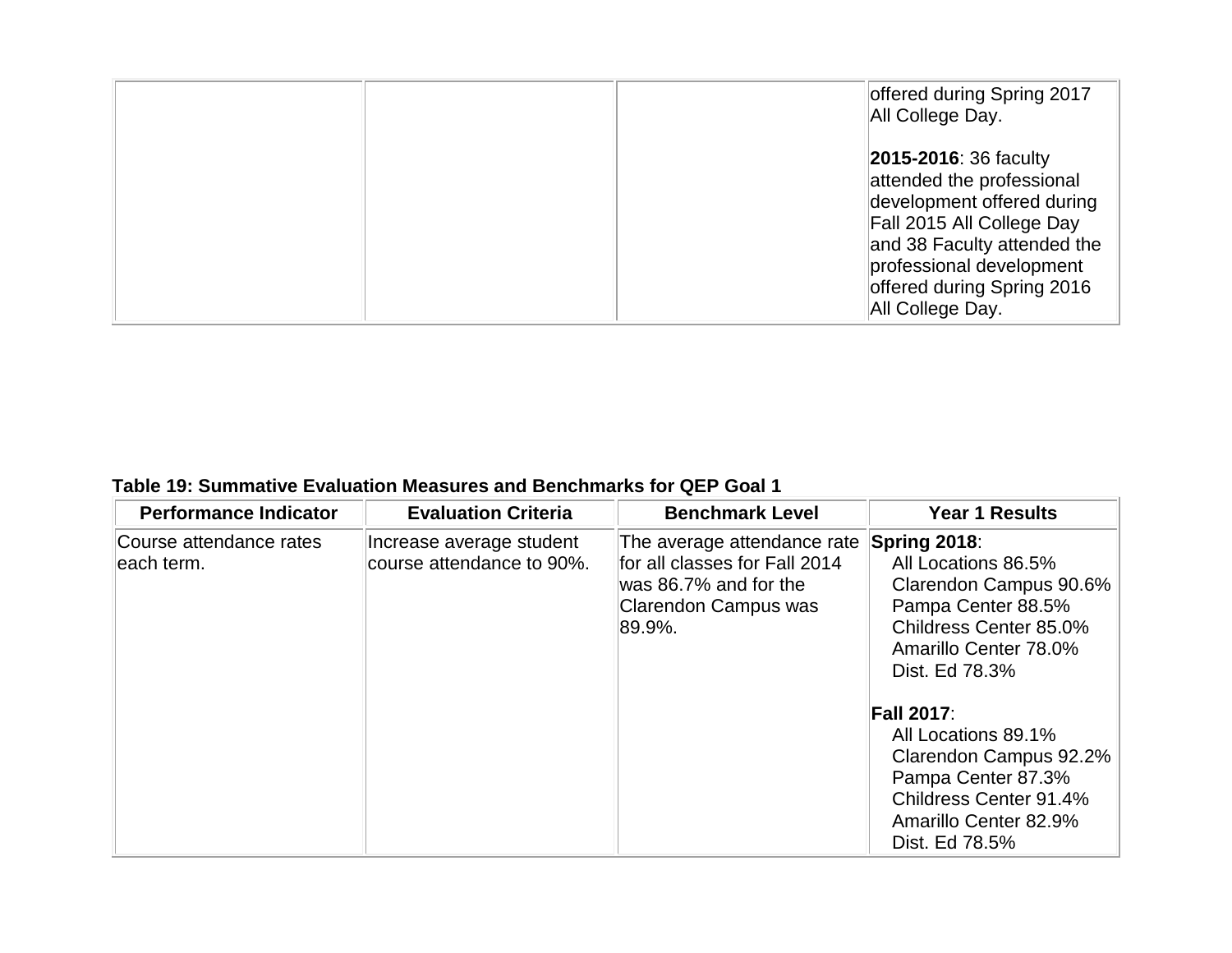| | | | |
|---|---|---|---|
| | | | offered during Spring 2017 All College Day.<br><br>**2015-2016**: 36 faculty attended the professional development offered during Fall 2015 All College Day and 38 Faculty attended the professional development offered during Spring 2016 All College Day. |

**Table 19: Summative Evaluation Measures and Benchmarks for QEP Goal 1**

| Performance Indicator | Evaluation Criteria | Benchmark Level | Year 1 Results |
|---|---|---|---|
| Course attendance rates each term. | Increase average student course attendance to 90%. | The average attendance rate for all classes for Fall 2014 was 86.7% and for the Clarendon Campus was 89.9%. | **Spring 2018**:<br>All Locations 86.5%<br>Clarendon Campus 90.6%<br>Pampa Center 88.5%<br>Childress Center 85.0%<br>Amarillo Center 78.0%<br>Dist. Ed 78.3%<br><br>**Fall 2017**:<br>All Locations 89.1%<br>Clarendon Campus 92.2%<br>Pampa Center 87.3%<br>Childress Center 91.4%<br>Amarillo Center 82.9%<br>Dist. Ed 78.5% |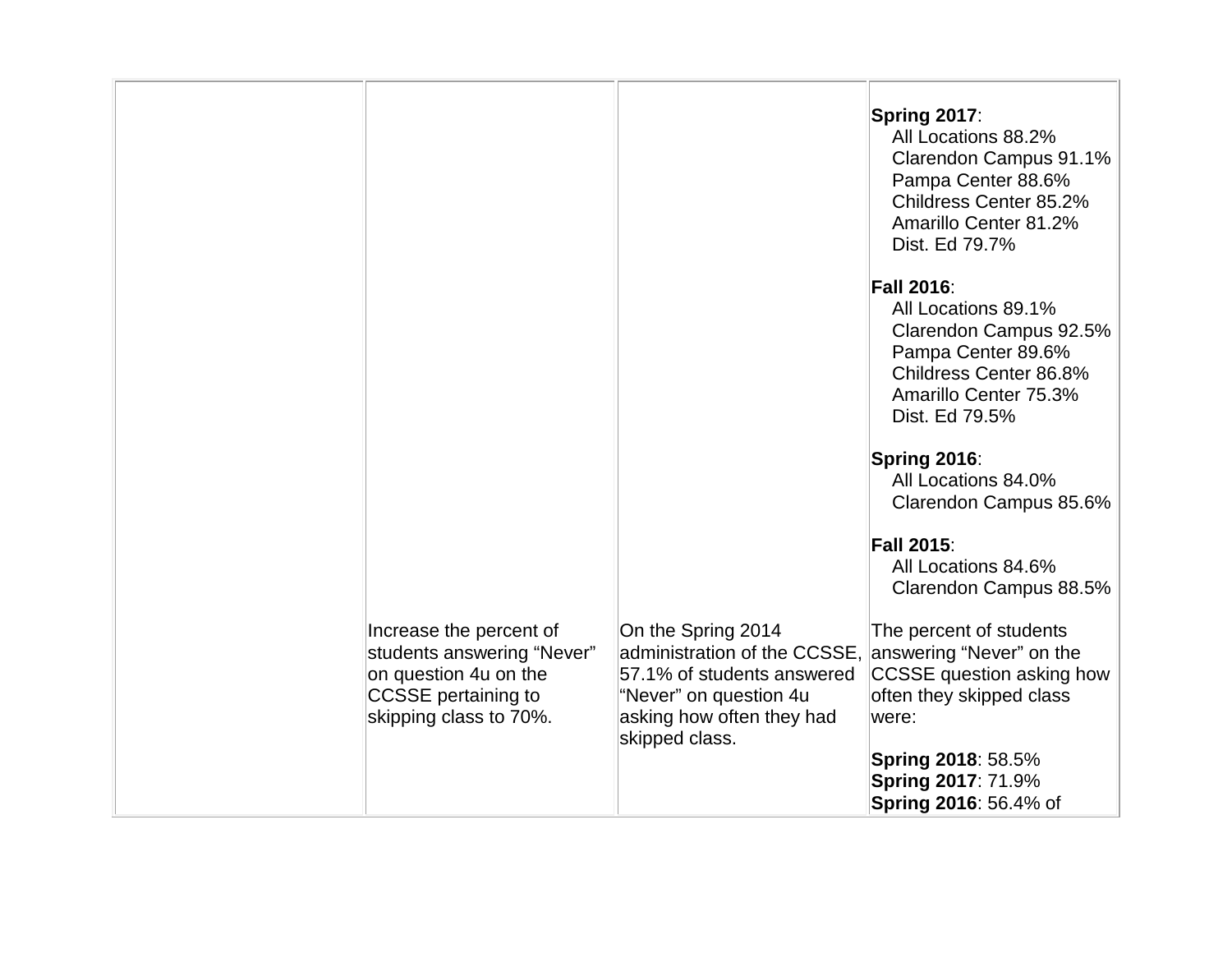| | | | |
|---|---|---|---|
| | | | **Spring 2017**:<br>All Locations 88.2%<br>Clarendon Campus 91.1%<br>Pampa Center 88.6%<br>Childress Center 85.2%<br>Amarillo Center 81.2%<br>Dist. Ed 79.7%<br><br>**Fall 2016**:<br>All Locations 89.1%<br>Clarendon Campus 92.5%<br>Pampa Center 89.6%<br>Childress Center 86.8%<br>Amarillo Center 75.3%<br>Dist. Ed 79.5%<br><br>**Spring 2016**:<br>All Locations 84.0%<br>Clarendon Campus 85.6%<br><br>**Fall 2015**:<br>All Locations 84.6%<br>Clarendon Campus 88.5% |
| | Increase the percent of students answering “Never” on question 4u on the CCSSE pertaining to skipping class to 70%. | On the Spring 2014 administration of the CCSSE, 57.1% of students answered “Never” on question 4u asking how often they had skipped class. | The percent of students answering “Never” on the CCSSE question asking how often they skipped class were:<br><br>**Spring 2018**: 58.5%<br>**Spring 2017**: 71.9%<br>**Spring 2016**: 56.4% of |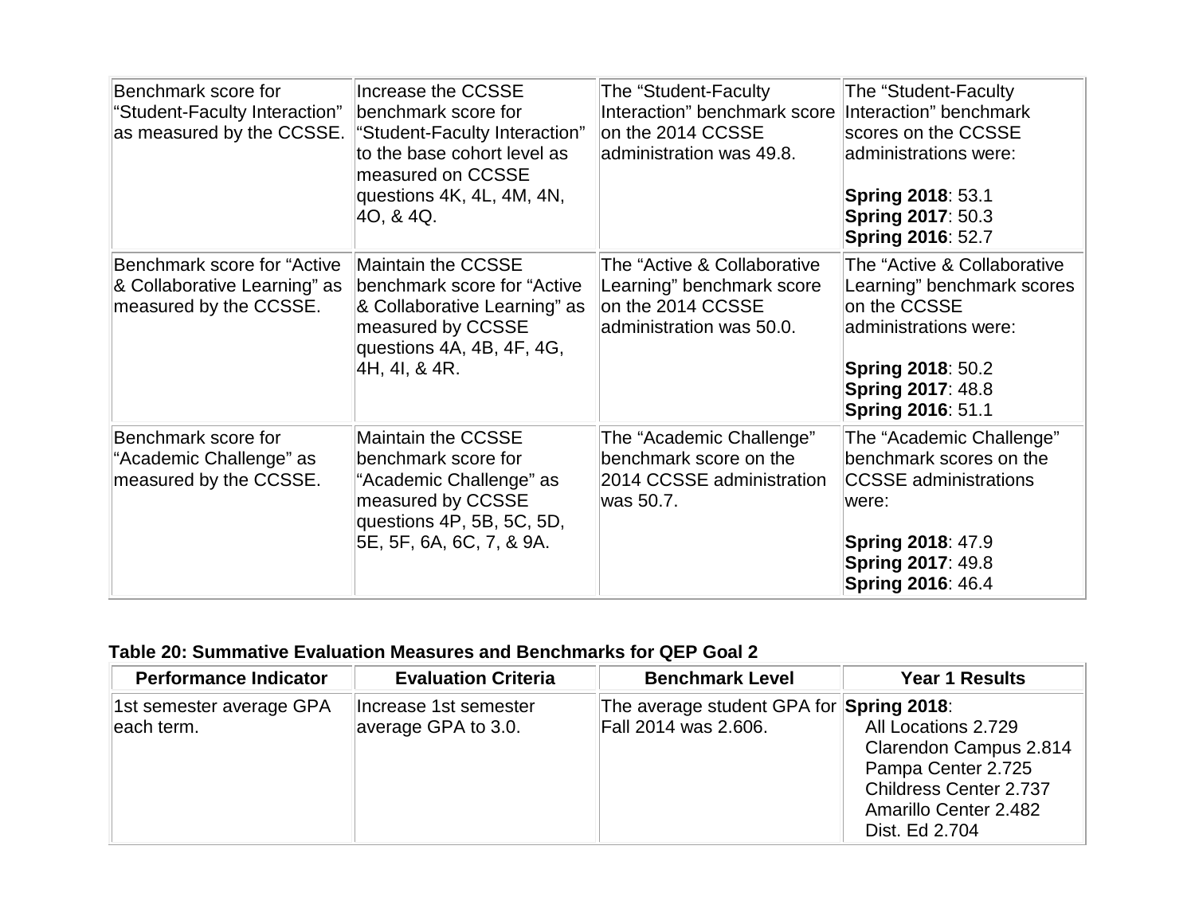| | | | |
|---|---|---|---|
| Benchmark score for "Student-Faculty Interaction" as measured by the CCSSE. | Increase the CCSSE benchmark score for "Student-Faculty Interaction" to the base cohort level as measured on CCSSE questions 4K, 4L, 4M, 4N, 4O, & 4Q. | The "Student-Faculty Interaction" benchmark score on the 2014 CCSSE administration was 49.8. | The "Student-Faculty Interaction" benchmark scores on the CCSSE administrations were:<br><br>**Spring 2018**: 53.1<br>**Spring 2017**: 50.3<br>**Spring 2016**: 52.7 |
| Benchmark score for "Active & Collaborative Learning" as measured by the CCSSE. | Maintain the CCSSE benchmark score for "Active & Collaborative Learning" as measured by CCSSE questions 4A, 4B, 4F, 4G, 4H, 4I, & 4R. | The "Active & Collaborative Learning" benchmark score on the 2014 CCSSE administration was 50.0. | The "Active & Collaborative Learning" benchmark scores on the CCSSE administrations were:<br><br>**Spring 2018**: 50.2<br>**Spring 2017**: 48.8<br>**Spring 2016**: 51.1 |
| Benchmark score for "Academic Challenge" as measured by the CCSSE. | Maintain the CCSSE benchmark score for "Academic Challenge" as measured by CCSSE questions 4P, 5B, 5C, 5D, 5E, 5F, 6A, 6C, 7, & 9A. | The "Academic Challenge" benchmark score on the 2014 CCSSE administration was 50.7. | The "Academic Challenge" benchmark scores on the CCSSE administrations were:<br><br>**Spring 2018**: 47.9<br>**Spring 2017**: 49.8<br>**Spring 2016**: 46.4 |

**Table 20: Summative Evaluation Measures and Benchmarks for QEP Goal 2**

| Performance Indicator | Evaluation Criteria | Benchmark Level | Year 1 Results |
|---|---|---|---|
| 1st semester average GPA each term. | Increase 1st semester average GPA to 3.0. | The average student GPA for Fall 2014 was 2.606. | **Spring 2018**:<br>All Locations 2.729<br>Clarendon Campus 2.814<br>Pampa Center 2.725<br>Childress Center 2.737<br>Amarillo Center 2.482<br>Dist. Ed 2.704 |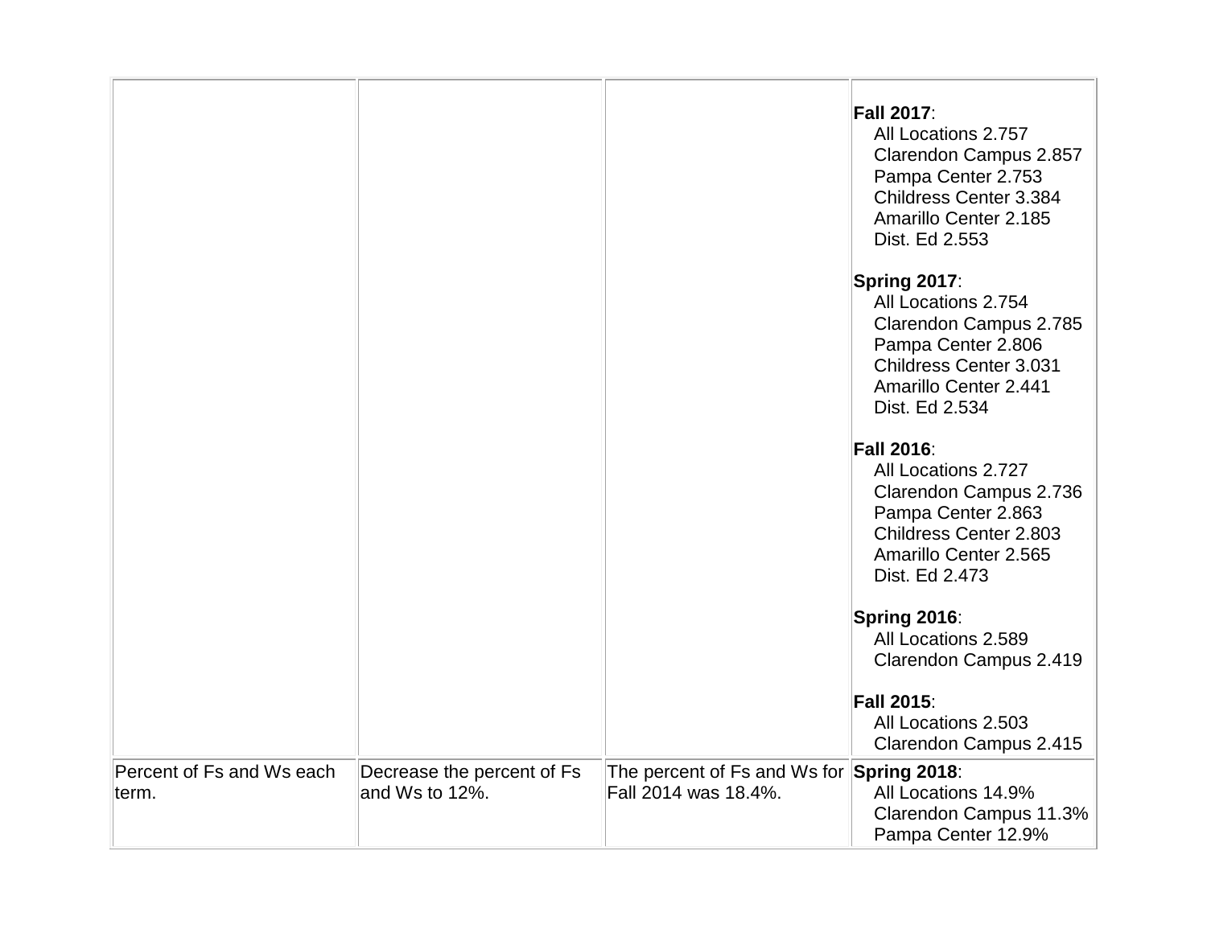| | | | |
|---|---|---|---|
| | | | **Fall 2017**:<br>All Locations 2.757<br>Clarendon Campus 2.857<br>Pampa Center 2.753<br>Childress Center 3.384<br>Amarillo Center 2.185<br>Dist. Ed 2.553<br><br>**Spring 2017**:<br>All Locations 2.754<br>Clarendon Campus 2.785<br>Pampa Center 2.806<br>Childress Center 3.031<br>Amarillo Center 2.441<br>Dist. Ed 2.534<br><br>**Fall 2016**:<br>All Locations 2.727<br>Clarendon Campus 2.736<br>Pampa Center 2.863<br>Childress Center 2.803<br>Amarillo Center 2.565<br>Dist. Ed 2.473<br><br>**Spring 2016**:<br>All Locations 2.589<br>Clarendon Campus 2.419<br><br>**Fall 2015**:<br>All Locations 2.503<br>Clarendon Campus 2.415 |
| Percent of Fs and Ws each term. | Decrease the percent of Fs and Ws to 12%. | The percent of Fs and Ws for Fall 2014 was 18.4%. | **Spring 2018**:<br>All Locations 14.9%<br>Clarendon Campus 11.3%<br>Pampa Center 12.9% |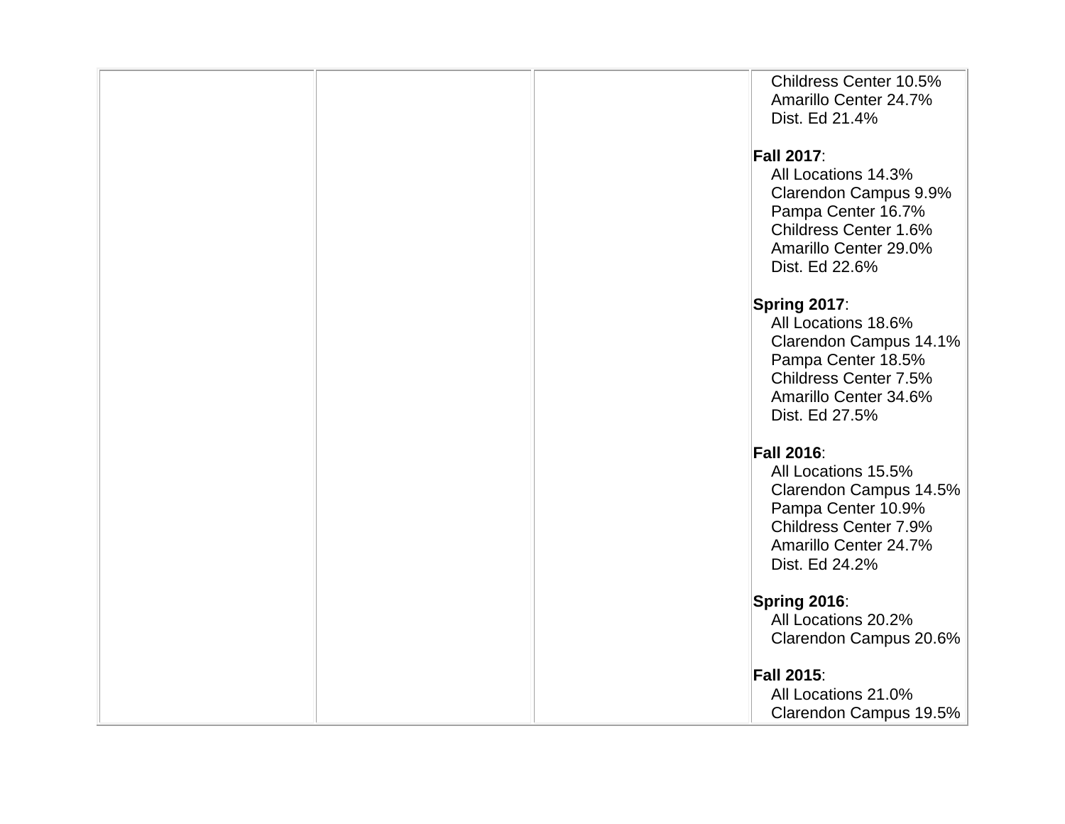| | | | |
|---|---|---|---|
| | | | Childress Center 10.5%<br>Amarillo Center 24.7%<br>Dist. Ed 21.4%<br><br>**Fall 2017**:<br>All Locations 14.3%<br>Clarendon Campus 9.9%<br>Pampa Center 16.7%<br>Childress Center 1.6%<br>Amarillo Center 29.0%<br>Dist. Ed 22.6%<br><br>**Spring 2017**:<br>All Locations 18.6%<br>Clarendon Campus 14.1%<br>Pampa Center 18.5%<br>Childress Center 7.5%<br>Amarillo Center 34.6%<br>Dist. Ed 27.5%<br><br>**Fall 2016**:<br>All Locations 15.5%<br>Clarendon Campus 14.5%<br>Pampa Center 10.9%<br>Childress Center 7.9%<br>Amarillo Center 24.7%<br>Dist. Ed 24.2%<br><br>**Spring 2016**:<br>All Locations 20.2%<br>Clarendon Campus 20.6%<br><br>**Fall 2015**:<br>All Locations 21.0%<br>Clarendon Campus 19.5% |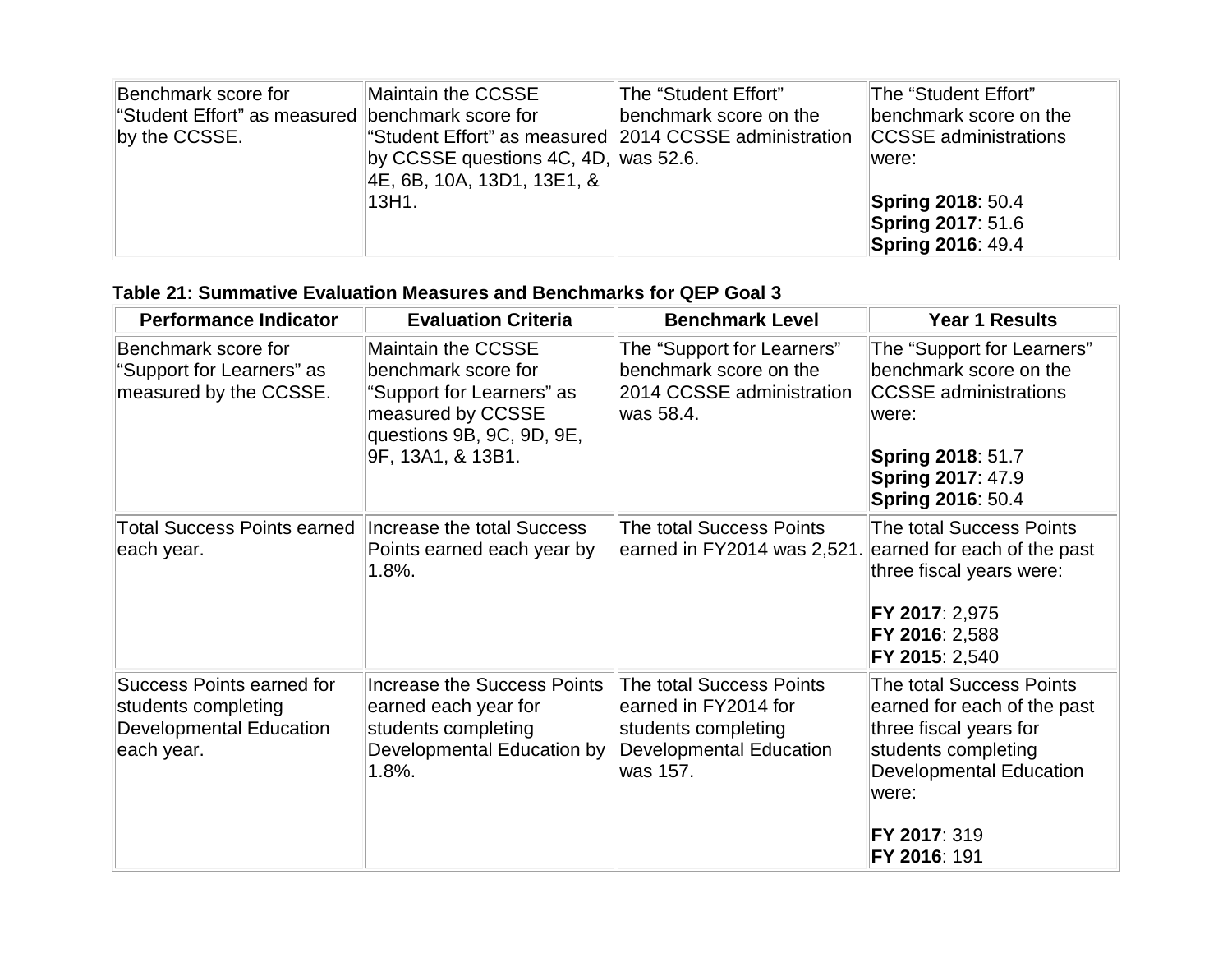| | | | |
|---|---|---|---|
| Benchmark score for "Student Effort" as measured by the CCSSE. | Maintain the CCSSE benchmark score for "Student Effort" as measured by CCSSE questions 4C, 4D, 4E, 6B, 10A, 13D1, 13E1, & 13H1. | The "Student Effort" benchmark score on the 2014 CCSSE administration was 52.6. | The "Student Effort" benchmark score on the CCSSE administrations were:<br><br>**Spring 2018**: 50.4<br>**Spring 2017**: 51.6<br>**Spring 2016**: 49.4 |

**Table 21: Summative Evaluation Measures and Benchmarks for QEP Goal 3**

| Performance Indicator | Evaluation Criteria | Benchmark Level | Year 1 Results |
|---|---|---|---|
| Benchmark score for "Support for Learners" as measured by the CCSSE. | Maintain the CCSSE benchmark score for "Support for Learners" as measured by CCSSE questions 9B, 9C, 9D, 9E, 9F, 13A1, & 13B1. | The "Support for Learners" benchmark score on the 2014 CCSSE administration was 58.4. | The "Support for Learners" benchmark score on the CCSSE administrations were:<br><br>**Spring 2018**: 51.7<br>**Spring 2017**: 47.9<br>**Spring 2016**: 50.4 |
| Total Success Points earned each year. | Increase the total Success Points earned each year by 1.8%. | The total Success Points earned in FY2014 was 2,521. | The total Success Points earned for each of the past three fiscal years were:<br><br>**FY 2017**: 2,975<br>**FY 2016**: 2,588<br>**FY 2015**: 2,540 |
| Success Points earned for students completing Developmental Education each year. | Increase the Success Points earned each year for students completing Developmental Education by 1.8%. | The total Success Points earned in FY2014 for students completing Developmental Education was 157. | The total Success Points earned for each of the past three fiscal years for students completing Developmental Education were:<br><br>**FY 2017**: 319<br>**FY 2016**: 191 |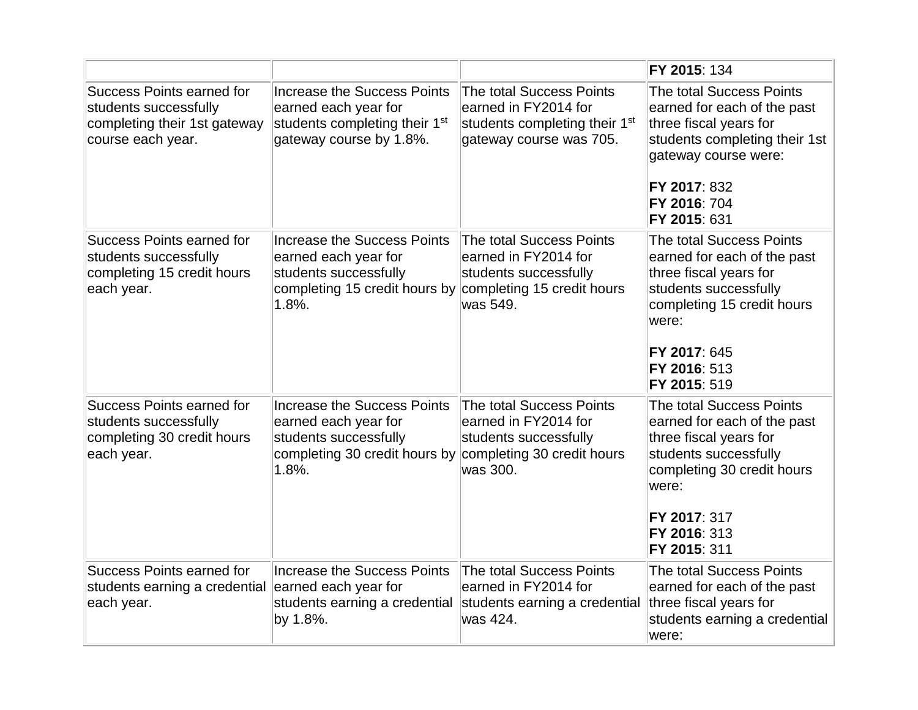| | | | |
|---|---|---|---|
| | | | **FY 2015**: 134 |
| Success Points earned for students successfully completing their 1st gateway course each year. | Increase the Success Points earned each year for students completing their 1st gateway course by 1.8%. | The total Success Points earned in FY2014 for students completing their 1st gateway course was 705. | The total Success Points earned for each of the past three fiscal years for students completing their 1st gateway course were:<br><br>**FY 2017**: 832<br>**FY 2016**: 704<br>**FY 2015**: 631 |
| Success Points earned for students successfully completing 15 credit hours each year. | Increase the Success Points earned each year for students successfully completing 15 credit hours by 1.8%. | The total Success Points earned in FY2014 for students successfully completing 15 credit hours was 549. | The total Success Points earned for each of the past three fiscal years for students successfully completing 15 credit hours were:<br><br>**FY 2017**: 645<br>**FY 2016**: 513<br>**FY 2015**: 519 |
| Success Points earned for students successfully completing 30 credit hours each year. | Increase the Success Points earned each year for students successfully completing 30 credit hours by 1.8%. | The total Success Points earned in FY2014 for students successfully completing 30 credit hours was 300. | The total Success Points earned for each of the past three fiscal years for students successfully completing 30 credit hours were:<br><br>**FY 2017**: 317<br>**FY 2016**: 313<br>**FY 2015**: 311 |
| Success Points earned for students earning a credential each year. | Increase the Success Points earned each year for students earning a credential by 1.8%. | The total Success Points earned in FY2014 for students earning a credential was 424. | The total Success Points earned for each of the past three fiscal years for students earning a credential were: |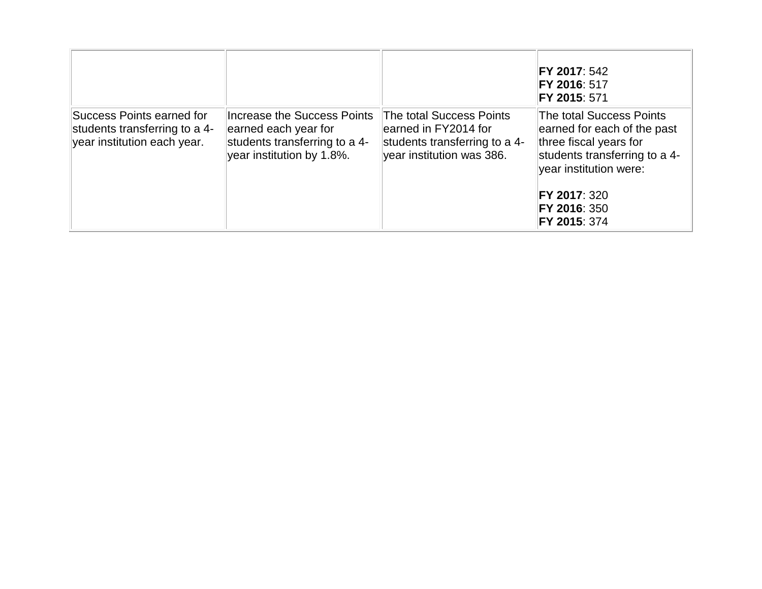| | | | |
|---|---|---|---|
| | | | **FY 2017**: 542<br>**FY 2016**: 517<br>**FY 2015**: 571 |
| Success Points earned for students transferring to a 4-year institution each year. | Increase the Success Points earned each year for students transferring to a 4-year institution by 1.8%. | The total Success Points earned in FY2014 for students transferring to a 4-year institution was 386. | The total Success Points earned for each of the past three fiscal years for students transferring to a 4-year institution were:<br><br>**FY 2017**: 320<br>**FY 2016**: 350<br>**FY 2015**: 374 |